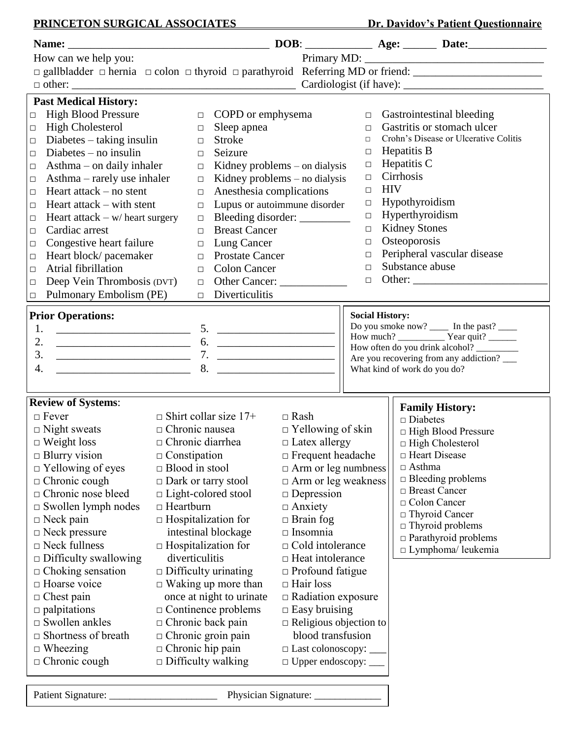**PRINCETON SURGICAL ASSOCIATES** **Dr. Davidov's Patient Questionnaire**

**Name:** ___________________________________ **DOB**: ____________ **Age:** ______ **Date:**______________

How can we help you:

□ gallbladder □ hernia □ colon □ thyroid □ parathyroid

□ other: ________________________________________

Primary MD: ________________________________

Referring MD or friend: ________________________

Cardiologist (if have): _________________________

**Past Medical History:**

- □ High Blood Pressure
- □ High Cholesterol
- □ Diabetes – taking insulin
- □ Diabetes – no insulin
- □ Asthma – on daily inhaler
- □ Asthma – rarely use inhaler
- □ Heart attack – no stent
- □ Heart attack – with stent
- □ Heart attack – w/ heart surgery
- □ Cardiac arrest
- □ Congestive heart failure
- □ Heart block/ pacemaker
- □ Atrial fibrillation
- □ Deep Vein Thrombosis (DVT)
- □ Pulmonary Embolism (PE)
- □ COPD or emphysema
- □ Sleep apnea
- □ Stroke
- □ Seizure
- □ Kidney problems – on dialysis
- □ Kidney problems – no dialysis
- □ Anesthesia complications
- □ Lupus or autoimmune disorder
- □ Bleeding disorder: _________
- □ Breast Cancer
- □ Lung Cancer
- □ Prostate Cancer
- □ Colon Cancer
- □ Other Cancer: ____________
- □ Diverticulitis
- □ Gastrointestinal bleeding
- □ Gastritis or stomach ulcer
- □ Crohn's Disease or Ulcerative Colitis
- □ Hepatitis B
- □ Hepatitis C
- □ Cirrhosis
- □ HIV
- □ Hypothyroidism
- □ Hyperthyroidism
- □ Kidney Stones
- □ Osteoporosis
- □ Peripheral vascular disease
- □ Substance abuse
- □ Other: ________________________

**Prior Operations:**

1. ________________________
2. ________________________
3. ________________________
4. ________________________
5. ______________________
6. ______________________
7. ______________________
8. ______________________

**Social History:**

Do you smoke now? ____ In the past? ____

How much? __________ Year quit? ______

How often do you drink alcohol? _________

Are you recovering from any addiction? ___

What kind of work do you do?

**Review of Systems**:

- □ Fever
- □ Night sweats
- □ Weight loss
- □ Blurry vision
- □ Yellowing of eyes
- □ Chronic cough
- □ Chronic nose bleed
- □ Swollen lymph nodes
- □ Neck pain
- □ Neck pressure
- □ Neck fullness
- □ Difficulty swallowing
- □ Choking sensation
- □ Hoarse voice
- □ Chest pain
- □ palpitations
- □ Swollen ankles
- □ Shortness of breath
- □ Wheezing
- □ Chronic cough
- □ Shirt collar size 17+
- □ Chronic nausea
- □ Chronic diarrhea
- □ Constipation
- □ Blood in stool
- □ Dark or tarry stool
- □ Light-colored stool
- □ Heartburn
- □ Hospitalization for intestinal blockage
- □ Hospitalization for diverticulitis
- □ Difficulty urinating
- □ Waking up more than once at night to urinate
- □ Continence problems
- □ Chronic back pain
- □ Chronic groin pain
- □ Chronic hip pain
- □ Difficulty walking
- □ Rash
- □ Yellowing of skin
- □ Latex allergy
- □ Frequent headache
- □ Arm or leg numbness
- □ Arm or leg weakness
- □ Depression
- □ Anxiety
- □ Brain fog
- □ Insomnia
- □ Cold intolerance
- □ Heat intolerance
- □ Profound fatigue
- □ Hair loss
- □ Radiation exposure
- □ Easy bruising
- □ Religious objection to blood transfusion
- □ Last colonoscopy: ___
- □ Upper endoscopy: ___

**Family History:**

- □ Diabetes
- □ High Blood Pressure
- □ High Cholesterol
- □ Heart Disease
- □ Asthma
- □ Bleeding problems
- □ Breast Cancer
- □ Colon Cancer
- □ Thyroid Cancer
- □ Thyroid problems
- □ Parathyroid problems
- □ Lymphoma/ leukemia

Patient Signature: _____________________ Physician Signature: _____________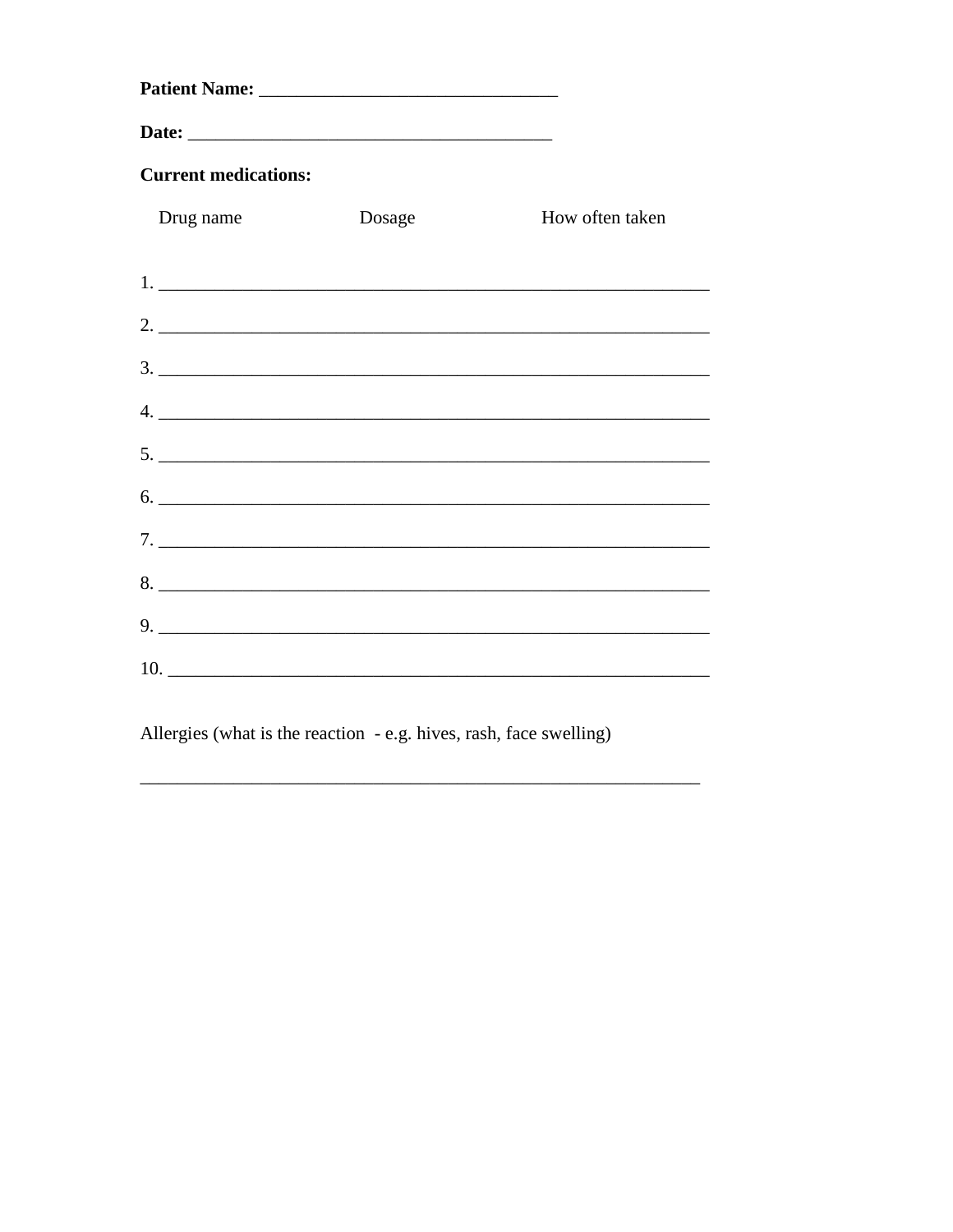**Patient Name:** ________________________________

**Date:** _______________________________________

**Current medications:**

Drug name Dosage How often taken

1. ___________________________________________________________
2. ___________________________________________________________
3. ___________________________________________________________
4. ___________________________________________________________
5. ___________________________________________________________
6. ___________________________________________________________
7. ___________________________________________________________
8. ___________________________________________________________
9. ___________________________________________________________
10. __________________________________________________________

Allergies (what is the reaction - e.g. hives, rash, face swelling)

____________________________________________________________